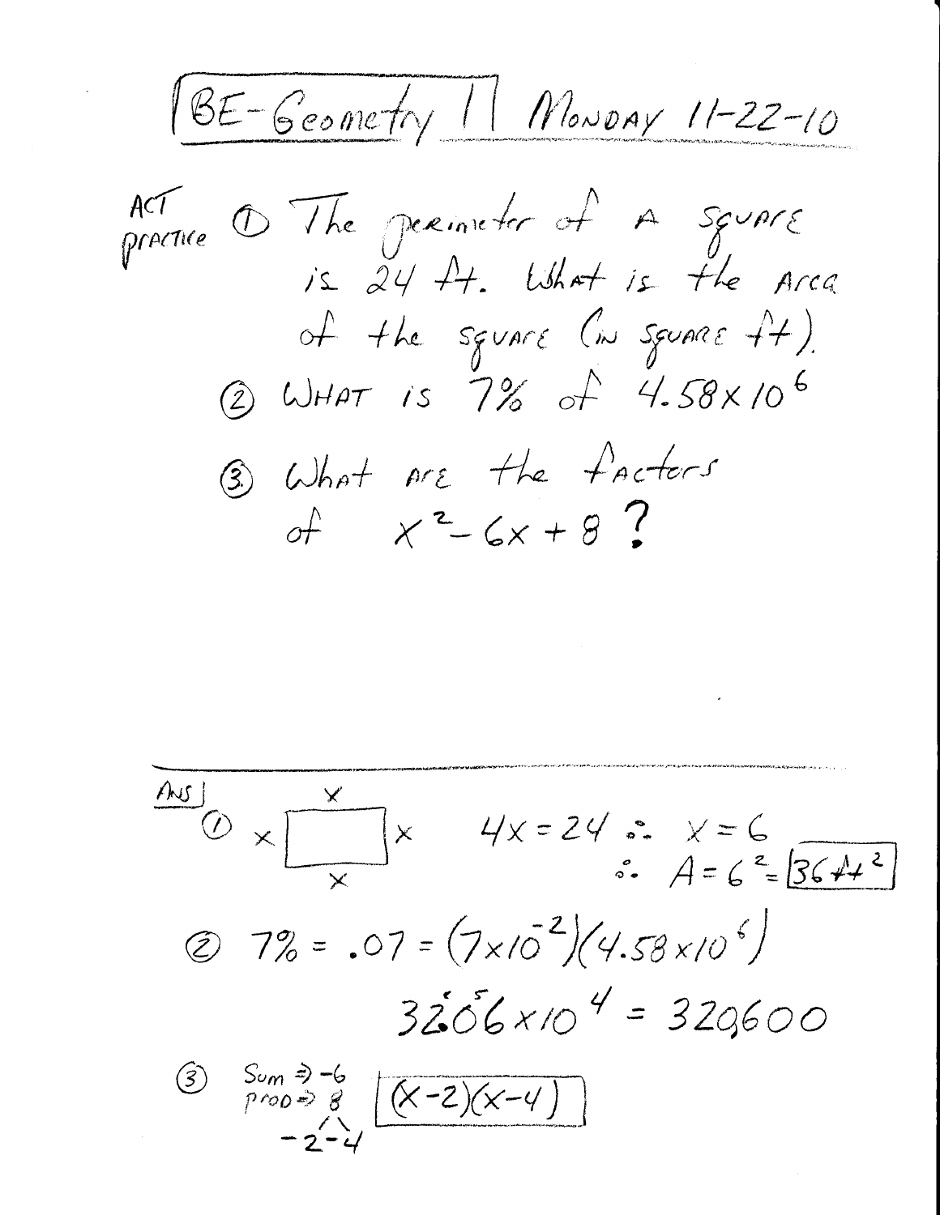# BE-Geometry I | Monday 11-22-10

ACT practice

1. The perimeter of a square is 24 ft. What is the area of the square (in square ft).
2. What is 7% of $4.58 \times 10^6$
3. What are the factors of $x^2 - 6x + 8$?

---

**Ans**

1. (square with each side labeled $x$)

   $4x = 24 \therefore x = 6$

   $\therefore A = 6^2 = \boxed{36\,ft^2}$

2. $7\% = .07 = (7 \times 10^{-2})(4.58 \times 10^6)$

   $32.06 \times 10^4 = 320600$

3. Sum $\Rightarrow -6$
   prod $\Rightarrow 8$
   $-2 \quad -4$

   $\boxed{(x-2)(x-4)}$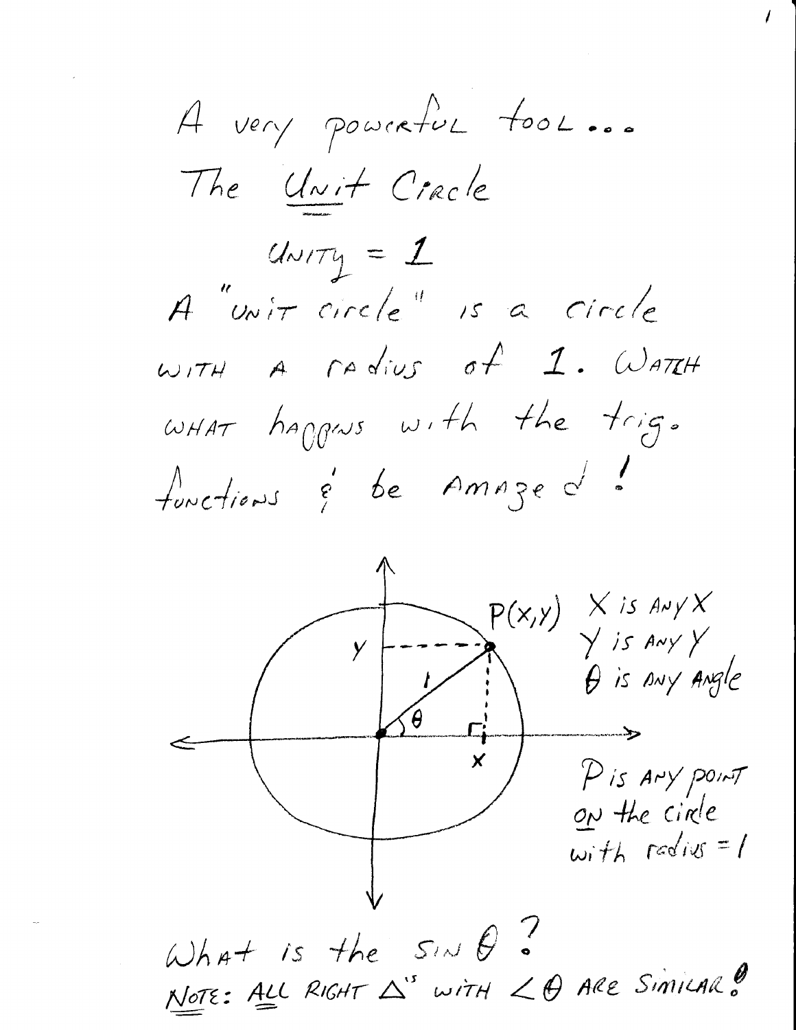A very powerful tool...

The Unit Circle

Unity = 1

A "unit circle" is a circle with a radius of 1. Watch what happens with the trig. functions & be amazed!

P(x,y) — x is any x, y is any y, $\theta$ is any angle

P is any point on the circle with radius = 1

What is the $\sin\theta$?

Note: All right $\triangle$'s with $\angle\theta$ are similar!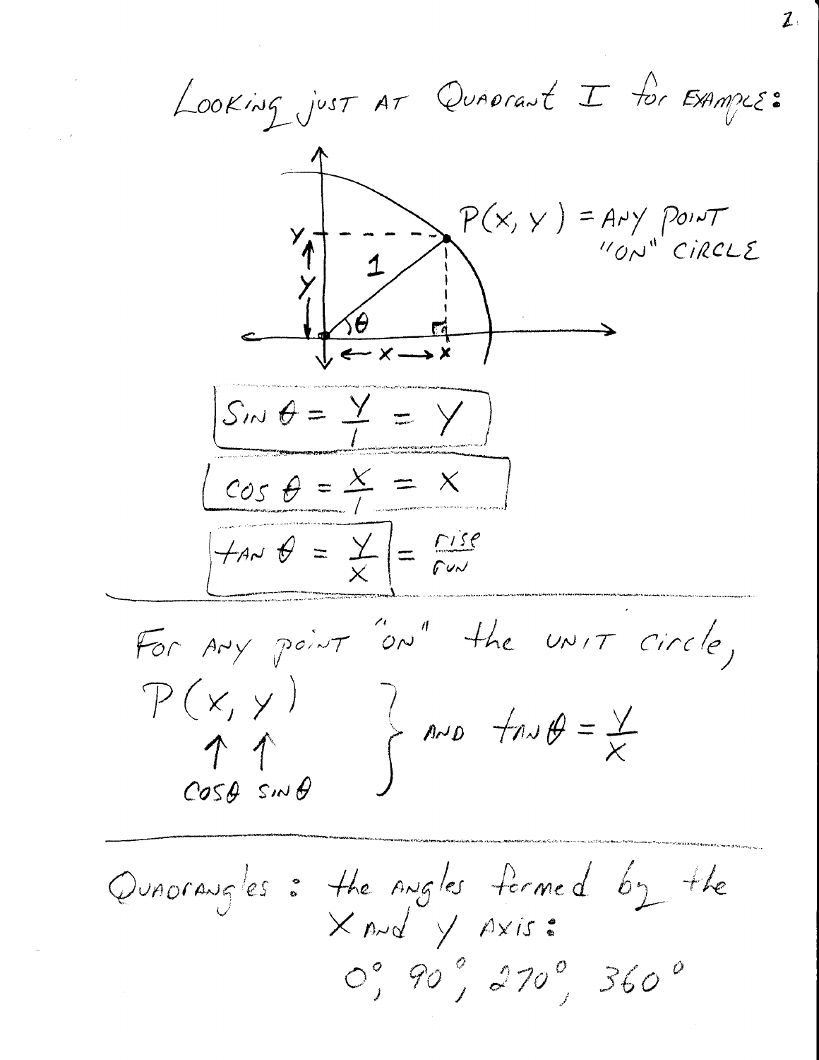Looking just at Quadrant I for example:

$P(x, y)$ = any point "on" circle

$$\sin\theta = \frac{y}{1} = y$$

$$\cos\theta = \frac{x}{1} = x$$

$$\tan\theta = \frac{y}{x} = \frac{\text{rise}}{\text{run}}$$

---

For any point "on" the unit circle,

$P(x, y)$ — where $x = \cos\theta$ and $y = \sin\theta$ — and $\tan\theta = \dfrac{y}{x}$

---

Quadrangles: the angles formed by the $x$ and $y$ axis:

$0°, 90°, 270°, 360°$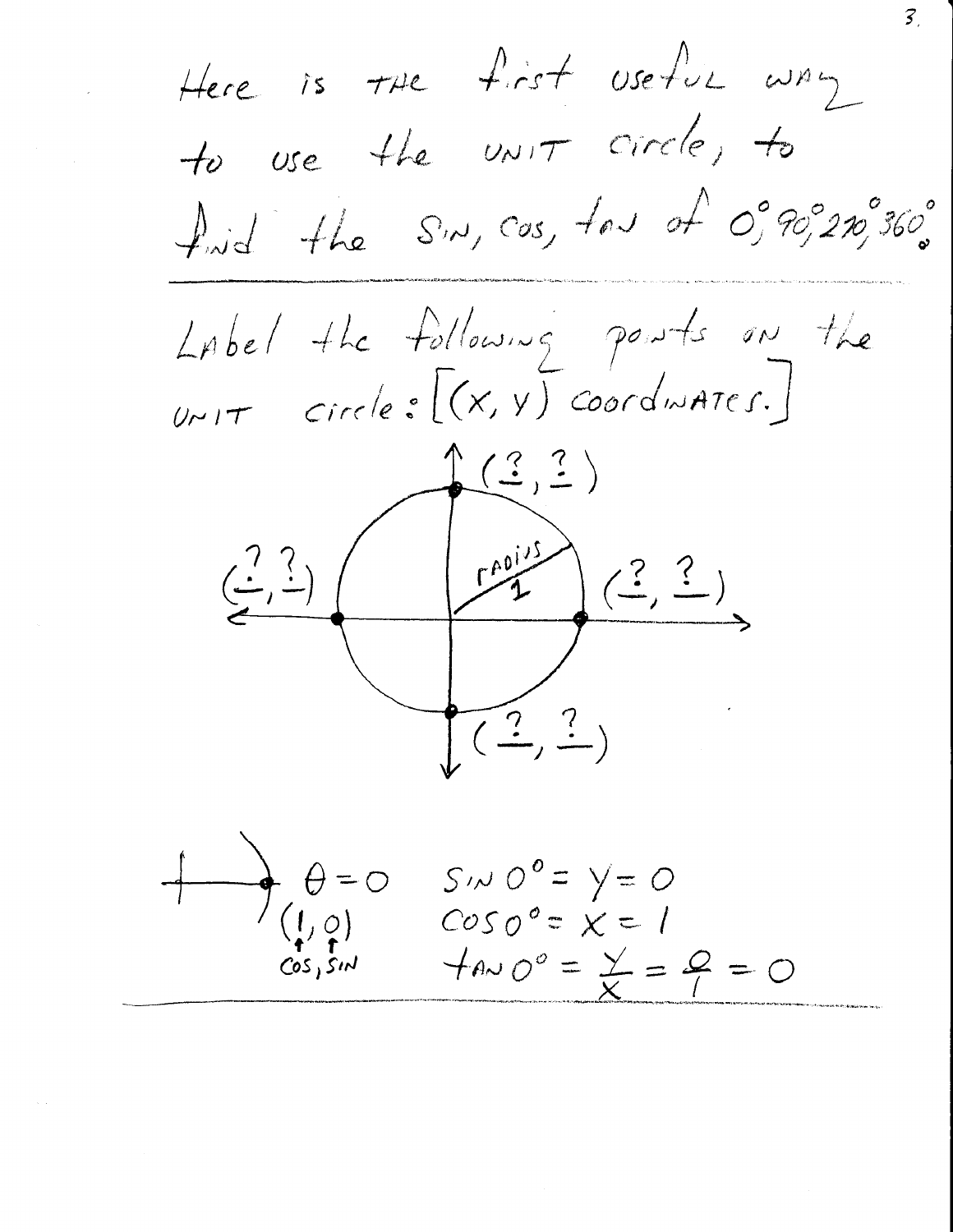Here is the first useful way to use the unit circle, to find the sin, cos, tan of 0°, 90°, 270°, 360°.

---

Label the following points on the unit circle: [(x, y) coordinates.]

(?, ?)

(?, ?)   radius 1   (?, ?)

(?, ?)

$\theta = 0$

$(1, 0)$ — cos, sin

$\sin 0° = y = 0$

$\cos 0° = x = 1$

$\tan 0° = \frac{y}{x} = \frac{0}{1} = 0$

---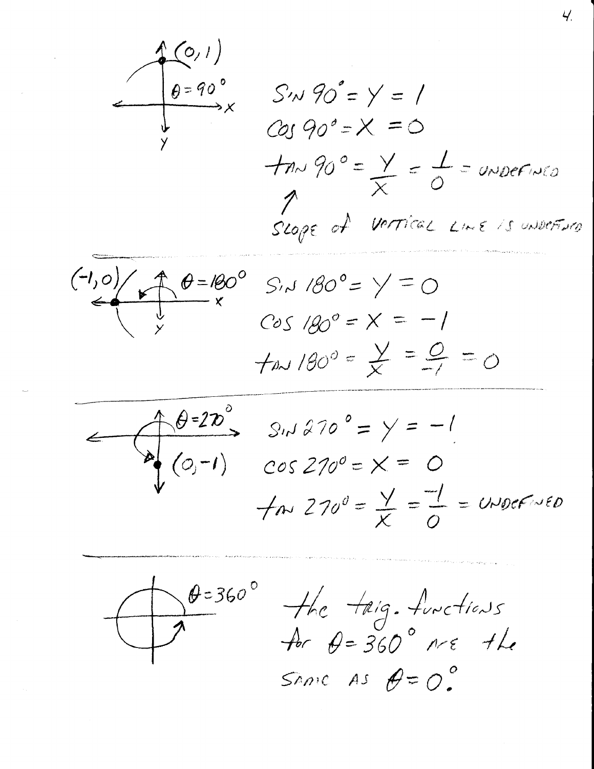$(0,1)$, $\theta = 90°$

$$\sin 90° = y = 1$$

$$\cos 90° = x = 0$$

$$\tan 90° = \frac{y}{x} = \frac{1}{0} = \text{UNDEFINED}$$

↑ SLOPE of VERTICAL LINE IS UNDEFINED

---

$(-1,0)$, $\theta = 180°$

$$\sin 180° = y = 0$$

$$\cos 180° = x = -1$$

$$\tan 180° = \frac{y}{x} = \frac{0}{-1} = 0$$

---

$\theta = 270°$, $(0,-1)$

$$\sin 270° = y = -1$$

$$\cos 270° = x = 0$$

$$\tan 270° = \frac{y}{x} = \frac{-1}{0} = \text{UNDEFINED}$$

---

$\theta = 360°$

The trig. functions for $\theta = 360°$ are the same as $\theta = 0°$.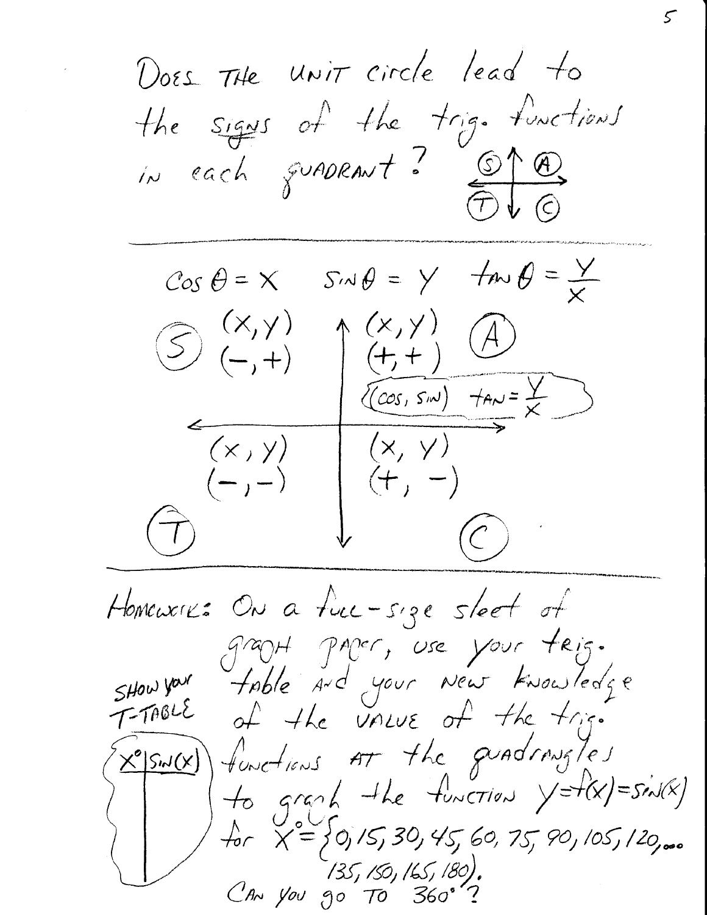Does the unit circle lead to the signs of the trig. functions in each quadrant?

S | A
T | C

---

$\cos\theta = x \quad \sin\theta = y \quad \tan\theta = \frac{y}{x}$

**S**
$(x, y)$
$(-, +)$

**A**
$(x, y)$
$(+, +)$

$(\cos, \sin) \quad \tan = \frac{y}{x}$

$(x, y)$
$(-, -)$

**T**

$(x, y)$
$(+, -)$

**C**

---

Homework: On a full-size sheet of graph paper, use your trig. table and your new knowledge of the value of the trig. functions at the quadrangles to graph the function $y = f(x) = \sin(x)$ for $x^\circ = \{0, 15, 30, 45, 60, 75, 90, 105, 120, \ldots 135, 150, 165, 180\}$.

Can you go to 360°?

Show your T-table

| $x^\circ$ | $\sin(x)$ |
|---|---|
| | |